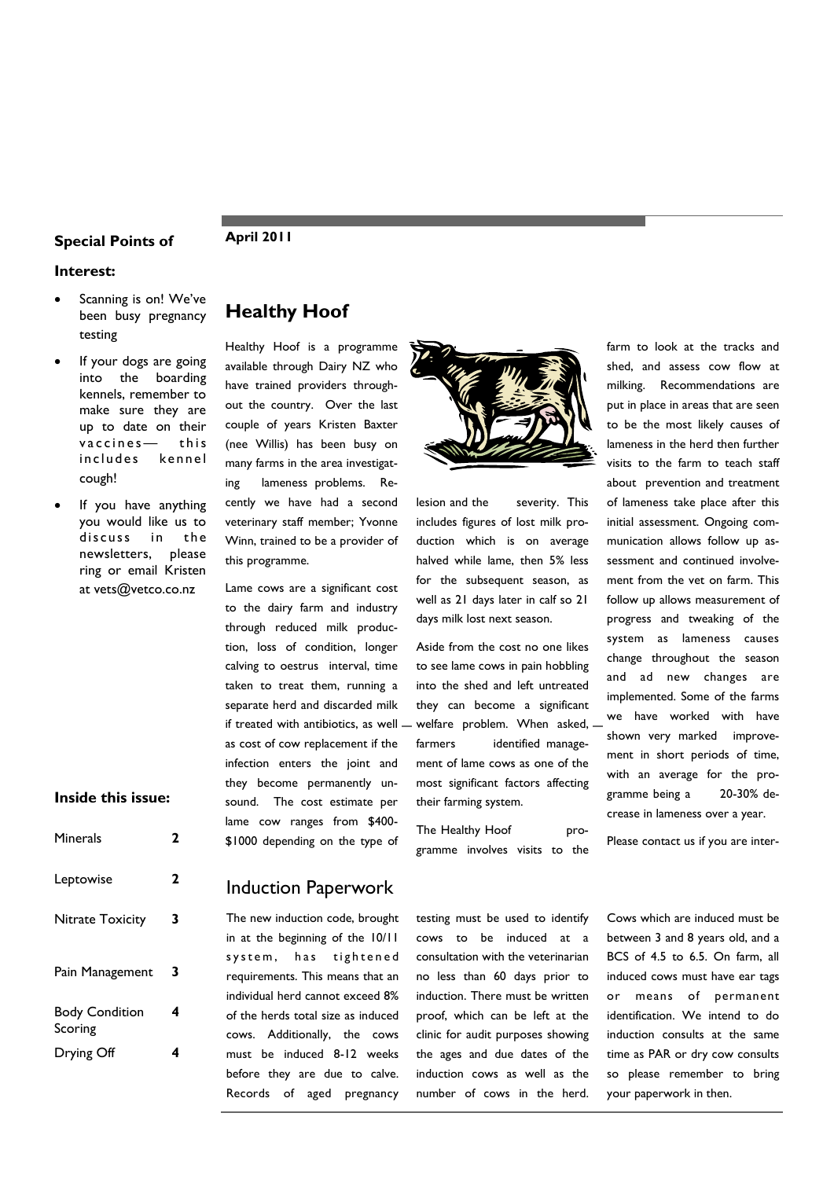April 2011

**Special Points of Interest:**

- Scanning is on! We've been busy pregnancy testing
- If your dogs are going into the boarding kennels, remember to make sure they are up to date on their vaccines— this includes kennel cough!
- If you have anything you would like us to discuss in the newsletters, please ring or email Kristen at vets@vetco.co.nz

**Inside this issue:**

| | |
|---|---|
| Minerals | 2 |
| Leptowise | 2 |
| Nitrate Toxicity | 3 |
| Pain Management | 3 |
| Body Condition Scoring | 4 |
| Drying Off | 4 |

## Healthy Hoof

Healthy Hoof is a programme available through Dairy NZ who have trained providers throughout the country. Over the last couple of years Kristen Baxter (nee Willis) has been busy on many farms in the area investigating lameness problems. Recently we have had a second veterinary staff member; Yvonne Winn, trained to be a provider of this programme.

Lame cows are a significant cost to the dairy farm and industry through reduced milk production, loss of condition, longer calving to oestrus interval, time taken to treat them, running a separate herd and discarded milk if treated with antibiotics, as well as cost of cow replacement if the infection enters the joint and they become permanently unsound. The cost estimate per lame cow ranges from $400-$1000 depending on the type of lesion and the severity. This includes figures of lost milk production which is on average halved while lame, then 5% less for the subsequent season, as well as 21 days later in calf so 21 days milk lost next season.

Aside from the cost no one likes to see lame cows in pain hobbling into the shed and left untreated they can become a significant welfare problem. When asked, farmers identified management of lame cows as one of the most significant factors affecting their farming system.

The Healthy Hoof programme involves visits to the farm to look at the tracks and shed, and assess cow flow at milking. Recommendations are put in place in areas that are seen to be the most likely causes of lameness in the herd then further visits to the farm to teach staff about prevention and treatment of lameness take place after this initial assessment. Ongoing communication allows follow up assessment and continued involvement from the vet on farm. This follow up allows measurement of progress and tweaking of the system as lameness causes change throughout the season and ad new changes are implemented. Some of the farms we have worked with have shown very marked improvement in short periods of time, with an average for the programme being a 20-30% decrease in lameness over a year.

Please contact us if you are inter-

## Induction Paperwork

The new induction code, brought in at the beginning of the 10/11 system, has tightened requirements. This means that an individual herd cannot exceed 8% of the herds total size as induced cows. Additionally, the cows must be induced 8-12 weeks before they are due to calve. Records of aged pregnancy testing must be used to identify cows to be induced at a consultation with the veterinarian no less than 60 days prior to induction. There must be written proof, which can be left at the clinic for audit purposes showing the ages and due dates of the induction cows as well as the number of cows in the herd. Cows which are induced must be between 3 and 8 years old, and a BCS of 4.5 to 6.5. On farm, all induced cows must have ear tags or means of permanent identification. We intend to do induction consults at the same time as PAR or dry cow consults so please remember to bring your paperwork in then.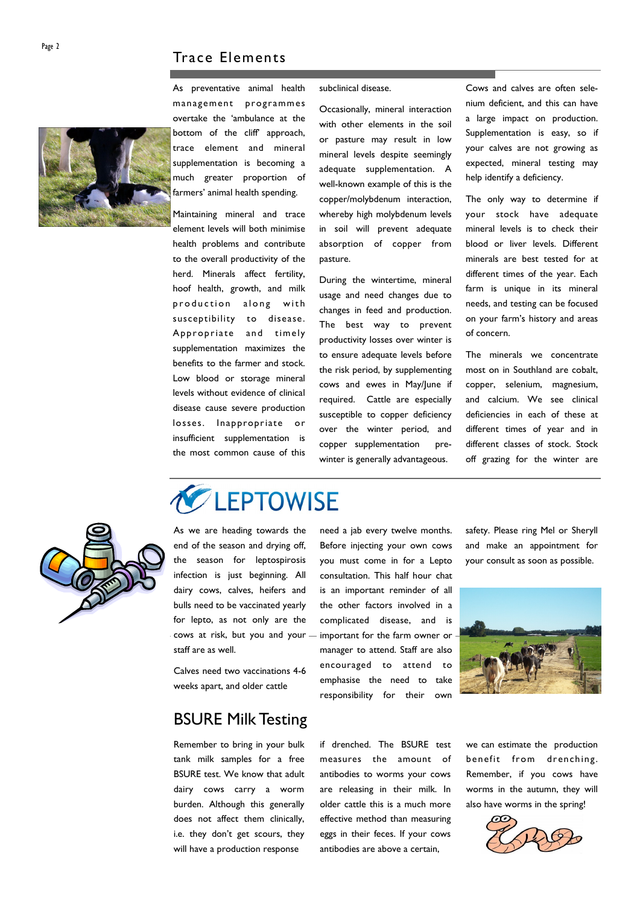## Trace Elements

As preventative animal health management programmes overtake the 'ambulance at the bottom of the cliff' approach, trace element and mineral supplementation is becoming a much greater proportion of farmers' animal health spending.

Maintaining mineral and trace element levels will both minimise health problems and contribute to the overall productivity of the herd. Minerals affect fertility, hoof health, growth, and milk production along with susceptibility to disease. Appropriate and timely supplementation maximizes the benefits to the farmer and stock. Low blood or storage mineral levels without evidence of clinical disease cause severe production losses. Inappropriate or insufficient supplementation is the most common cause of this subclinical disease.

Occasionally, mineral interaction with other elements in the soil or pasture may result in low mineral levels despite seemingly adequate supplementation. A well-known example of this is the copper/molybdenum interaction, whereby high molybdenum levels in soil will prevent adequate absorption of copper from pasture.

During the wintertime, mineral usage and need changes due to changes in feed and production. The best way to prevent productivity losses over winter is to ensure adequate levels before the risk period, by supplementing cows and ewes in May/June if required. Cattle are especially susceptible to copper deficiency over the winter period, and copper supplementation pre-winter is generally advantageous.

Cows and calves are often selenium deficient, and this can have a large impact on production. Supplementation is easy, so if your calves are not growing as expected, mineral testing may help identify a deficiency.

The only way to determine if your stock have adequate mineral levels is to check their blood or liver levels. Different minerals are best tested for at different times of the year. Each farm is unique in its mineral needs, and testing can be focused on your farm's history and areas of concern.

The minerals we concentrate most on in Southland are cobalt, copper, selenium, magnesium, and calcium. We see clinical deficiencies in each of these at different times of year and in different classes of stock. Stock off grazing for the winter are

## LEPTOWISE

As we are heading towards the end of the season and drying off, the season for leptospirosis infection is just beginning. All dairy cows, calves, heifers and bulls need to be vaccinated yearly for lepto, as not only are the cows at risk, but you and your staff are as well.

Calves need two vaccinations 4-6 weeks apart, and older cattle need a jab every twelve months. Before injecting your own cows you must come in for a Lepto consultation. This half hour chat is an important reminder of all the other factors involved in a complicated disease, and is important for the farm owner or manager to attend. Staff are also encouraged to attend to emphasise the need to take responsibility for their own safety. Please ring Mel or Sheryll and make an appointment for your consult as soon as possible.

## BSURE Milk Testing

Remember to bring in your bulk tank milk samples for a free BSURE test. We know that adult dairy cows carry a worm burden. Although this generally does not affect them clinically, i.e. they don't get scours, they will have a production response if drenched. The BSURE test measures the amount of antibodies to worms your cows are releasing in their milk. In older cattle this is a much more effective method than measuring eggs in their feces. If your cows antibodies are above a certain, we can estimate the production benefit from drenching. Remember, if you cows have worms in the autumn, they will also have worms in the spring!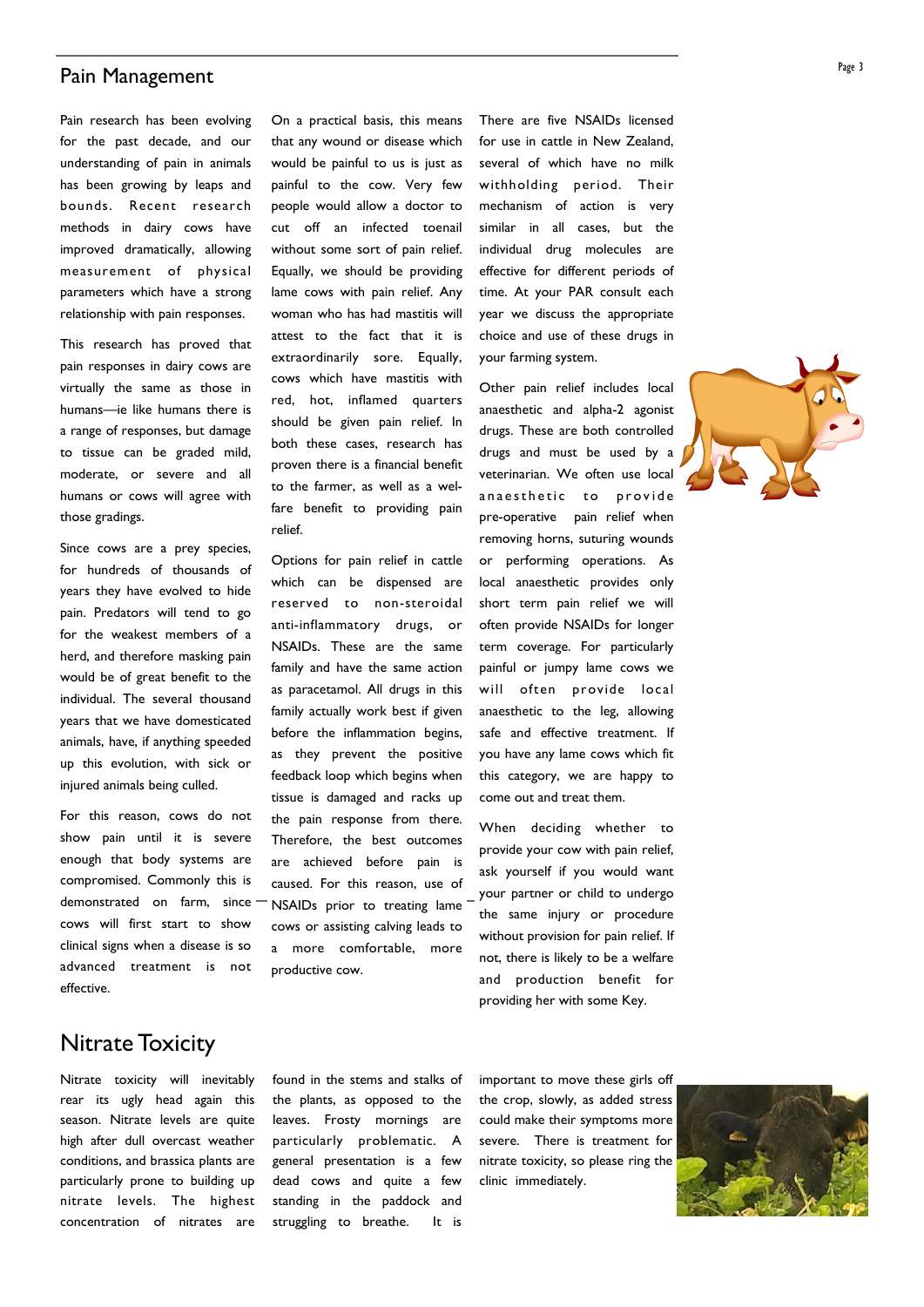## Pain Management

Pain research has been evolving for the past decade, and our understanding of pain in animals has been growing by leaps and bounds. Recent research methods in dairy cows have improved dramatically, allowing measurement of physical parameters which have a strong relationship with pain responses.

This research has proved that pain responses in dairy cows are virtually the same as those in humans—ie like humans there is a range of responses, but damage to tissue can be graded mild, moderate, or severe and all humans or cows will agree with those gradings.

Since cows are a prey species, for hundreds of thousands of years they have evolved to hide pain. Predators will tend to go for the weakest members of a herd, and therefore masking pain would be of great benefit to the individual. The several thousand years that we have domesticated animals, have, if anything speeded up this evolution, with sick or injured animals being culled.

For this reason, cows do not show pain until it is severe enough that body systems are compromised. Commonly this is demonstrated on farm, since cows will first start to show clinical signs when a disease is so advanced treatment is not effective.

On a practical basis, this means that any wound or disease which would be painful to us is just as painful to the cow. Very few people would allow a doctor to cut off an infected toenail without some sort of pain relief. Equally, we should be providing lame cows with pain relief. Any woman who has had mastitis will attest to the fact that it is extraordinarily sore. Equally, cows which have mastitis with red, hot, inflamed quarters should be given pain relief. In both these cases, research has proven there is a financial benefit to the farmer, as well as a welfare benefit to providing pain relief.

Options for pain relief in cattle which can be dispensed are reserved to non-steroidal anti-inflammatory drugs, or NSAIDs. These are the same family and have the same action as paracetamol. All drugs in this family actually work best if given before the inflammation begins, as they prevent the positive feedback loop which begins when tissue is damaged and racks up the pain response from there. Therefore, the best outcomes are achieved before pain is caused. For this reason, use of NSAIDs prior to treating lame cows or assisting calving leads to a more comfortable, more productive cow.

There are five NSAIDs licensed for use in cattle in New Zealand, several of which have no milk withholding period. Their mechanism of action is very similar in all cases, but the individual drug molecules are effective for different periods of time. At your PAR consult each year we discuss the appropriate choice and use of these drugs in your farming system.

Other pain relief includes local anaesthetic and alpha-2 agonist drugs. These are both controlled drugs and must be used by a veterinarian. We often use local anaesthetic to provide pre-operative pain relief when removing horns, suturing wounds or performing operations. As local anaesthetic provides only short term pain relief we will often provide NSAIDs for longer term coverage. For particularly painful or jumpy lame cows we will often provide local anaesthetic to the leg, allowing safe and effective treatment. If you have any lame cows which fit this category, we are happy to come out and treat them.

When deciding whether to provide your cow with pain relief, ask yourself if you would want your partner or child to undergo the same injury or procedure without provision for pain relief. If not, there is likely to be a welfare and production benefit for providing her with some Key.

## Nitrate Toxicity

Nitrate toxicity will inevitably rear its ugly head again this season. Nitrate levels are quite high after dull overcast weather conditions, and brassica plants are particularly prone to building up nitrate levels. The highest concentration of nitrates are found in the stems and stalks of the plants, as opposed to the leaves. Frosty mornings are particularly problematic. A general presentation is a few dead cows and quite a few standing in the paddock and struggling to breathe. It is important to move these girls off the crop, slowly, as added stress could make their symptoms more severe. There is treatment for nitrate toxicity, so please ring the clinic immediately.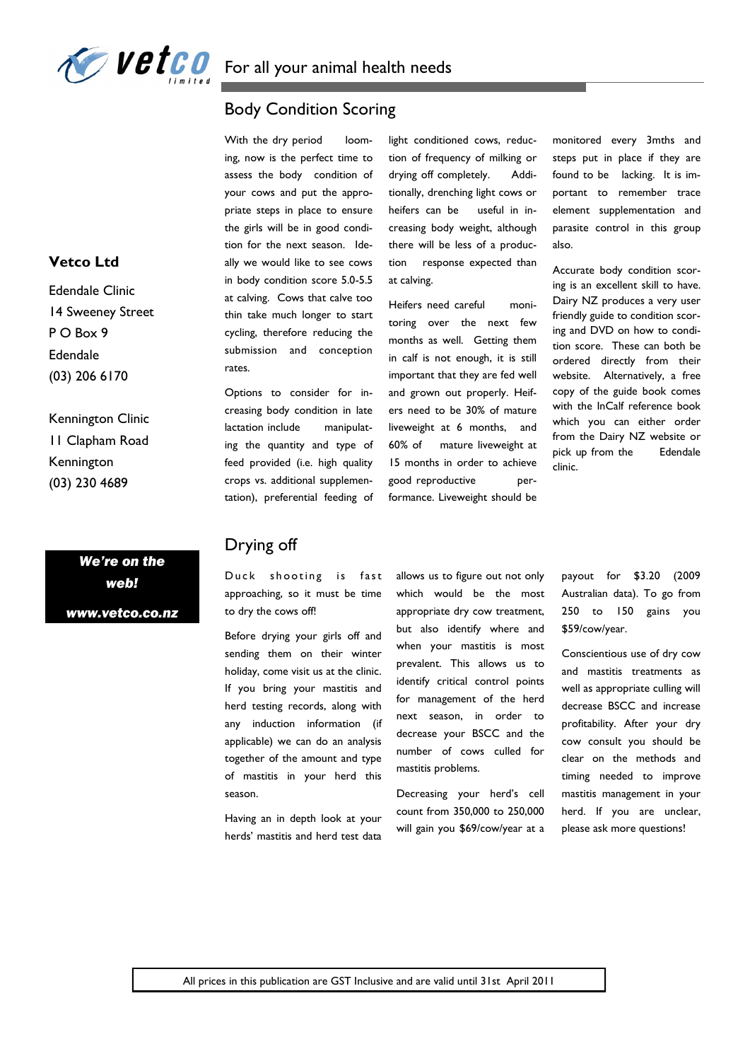For all your animal health needs

## Body Condition Scoring

With the dry period looming, now is the perfect time to assess the body condition of your cows and put the appropriate steps in place to ensure the girls will be in good condition for the next season. Ideally we would like to see cows in body condition score 5.0-5.5 at calving. Cows that calve too thin take much longer to start cycling, therefore reducing the submission and conception rates.

Options to consider for increasing body condition in late lactation include manipulating the quantity and type of feed provided (i.e. high quality crops vs. additional supplementation), preferential feeding of light conditioned cows, reduction of frequency of milking or drying off completely. Additionally, drenching light cows or heifers can be useful in increasing body weight, although there will be less of a production response expected than at calving.

Heifers need careful monitoring over the next few months as well. Getting them in calf is not enough, it is still important that they are fed well and grown out properly. Heifers need to be 30% of mature liveweight at 6 months, and 60% of mature liveweight at 15 months in order to achieve good reproductive performance. Liveweight should be monitored every 3mths and steps put in place if they are found to be lacking. It is important to remember trace element supplementation and parasite control in this group also.

Accurate body condition scoring is an excellent skill to have. Dairy NZ produces a very user friendly guide to condition scoring and DVD on how to condition score. These can both be ordered directly from their website. Alternatively, a free copy of the guide book comes with the InCalf reference book which you can either order from the Dairy NZ website or pick up from the Edendale clinic.

### Vetco Ltd

Edendale Clinic
14 Sweeney Street
P O Box 9
Edendale
(03) 206 6170

Kennington Clinic
11 Clapham Road
Kennington
(03) 230 4689

***We're on the web!***

***www.vetco.co.nz***

## Drying off

Duck shooting is fast approaching, so it must be time to dry the cows off!

Before drying your girls off and sending them on their winter holiday, come visit us at the clinic. If you bring your mastitis and herd testing records, along with any induction information (if applicable) we can do an analysis together of the amount and type of mastitis in your herd this season.

Having an in depth look at your herds' mastitis and herd test data allows us to figure out not only which would be the most appropriate dry cow treatment, but also identify where and when your mastitis is most prevalent. This allows us to identify critical control points for management of the herd next season, in order to decrease your BSCC and the number of cows culled for mastitis problems.

Decreasing your herd's cell count from 350,000 to 250,000 will gain you $69/cow/year at a payout for $3.20 (2009 Australian data). To go from 250 to 150 gains you $59/cow/year.

Conscientious use of dry cow and mastitis treatments as well as appropriate culling will decrease BSCC and increase profitability. After your dry cow consult you should be clear on the methods and timing needed to improve mastitis management in your herd. If you are unclear, please ask more questions!

All prices in this publication are GST Inclusive and are valid until 31st April 2011